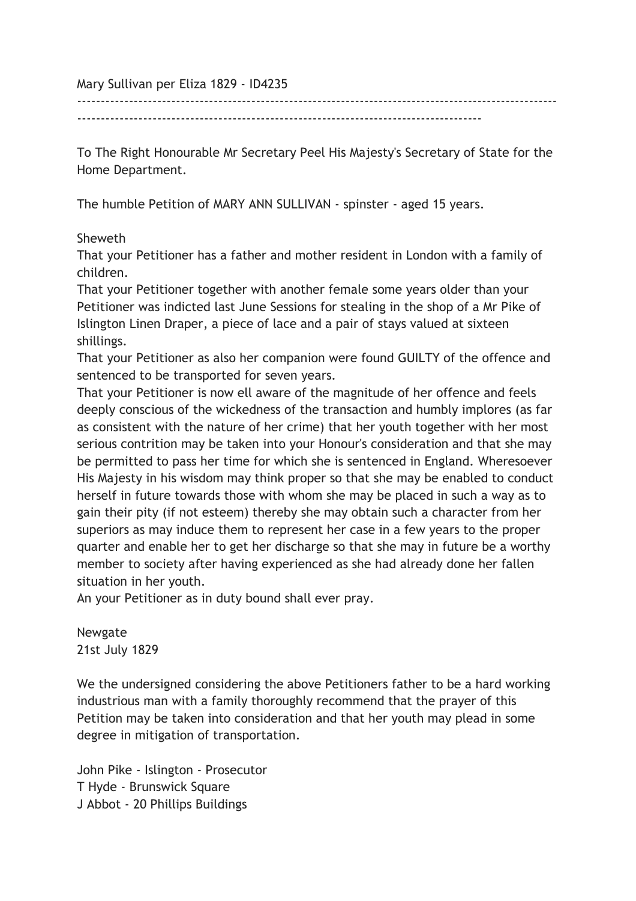Mary Sullivan per Eliza 1829 - ID4235

---

To The Right Honourable Mr Secretary Peel His Majesty's Secretary of State for the Home Department.

The humble Petition of MARY ANN SULLIVAN - spinster - aged 15 years.

Sheweth

That your Petitioner has a father and mother resident in London with a family of children.

That your Petitioner together with another female some years older than your Petitioner was indicted last June Sessions for stealing in the shop of a Mr Pike of Islington Linen Draper, a piece of lace and a pair of stays valued at sixteen shillings.

That your Petitioner as also her companion were found GUILTY of the offence and sentenced to be transported for seven years.

That your Petitioner is now ell aware of the magnitude of her offence and feels deeply conscious of the wickedness of the transaction and humbly implores (as far as consistent with the nature of her crime) that her youth together with her most serious contrition may be taken into your Honour's consideration and that she may be permitted to pass her time for which she is sentenced in England. Wheresoever His Majesty in his wisdom may think proper so that she may be enabled to conduct herself in future towards those with whom she may be placed in such a way as to gain their pity (if not esteem) thereby she may obtain such a character from her superiors as may induce them to represent her case in a few years to the proper quarter and enable her to get her discharge so that she may in future be a worthy member to society after having experienced as she had already done her fallen situation in her youth.

An your Petitioner as in duty bound shall ever pray.

Newgate
21st July 1829

We the undersigned considering the above Petitioners father to be a hard working industrious man with a family thoroughly recommend that the prayer of this Petition may be taken into consideration and that her youth may plead in some degree in mitigation of transportation.

John Pike - Islington - Prosecutor
T Hyde - Brunswick Square
J Abbot - 20 Phillips Buildings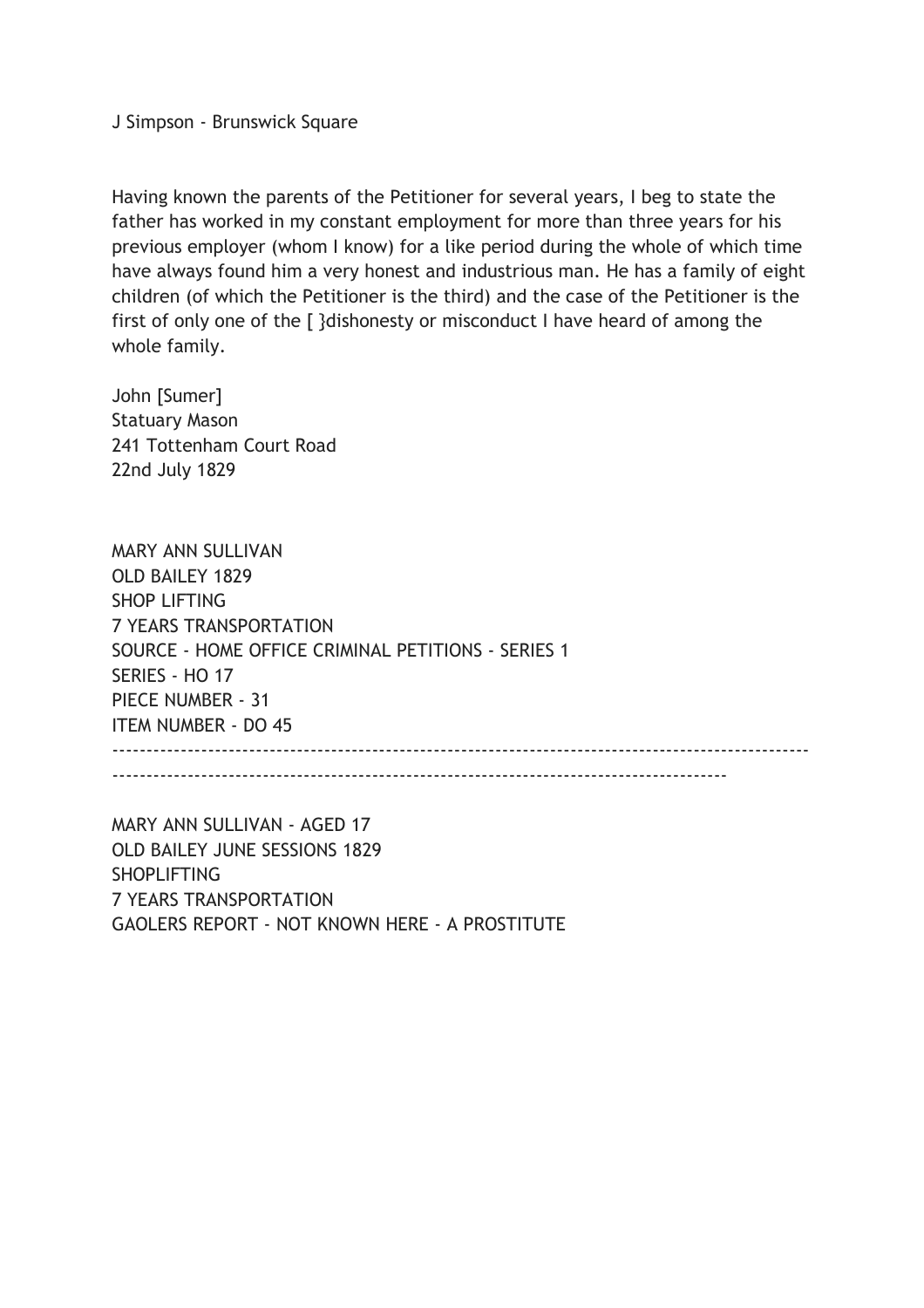J Simpson - Brunswick Square

Having known the parents of the Petitioner for several years, I beg to state the father has worked in my constant employment for more than three years for his previous employer (whom I know) for a like period during the whole of which time have always found him a very honest and industrious man. He has a family of eight children (of which the Petitioner is the third) and the case of the Petitioner is the first of only one of the [ }dishonesty or misconduct I have heard of among the whole family.

John [Sumer]
Statuary Mason
241 Tottenham Court Road
22nd July 1829

MARY ANN SULLIVAN
OLD BAILEY 1829
SHOP LIFTING
7 YEARS TRANSPORTATION
SOURCE - HOME OFFICE CRIMINAL PETITIONS - SERIES 1
SERIES - HO 17
PIECE NUMBER - 31
ITEM NUMBER - DO 45

---

MARY ANN SULLIVAN - AGED 17
OLD BAILEY JUNE SESSIONS 1829
SHOPLIFTING
7 YEARS TRANSPORTATION
GAOLERS REPORT - NOT KNOWN HERE - A PROSTITUTE